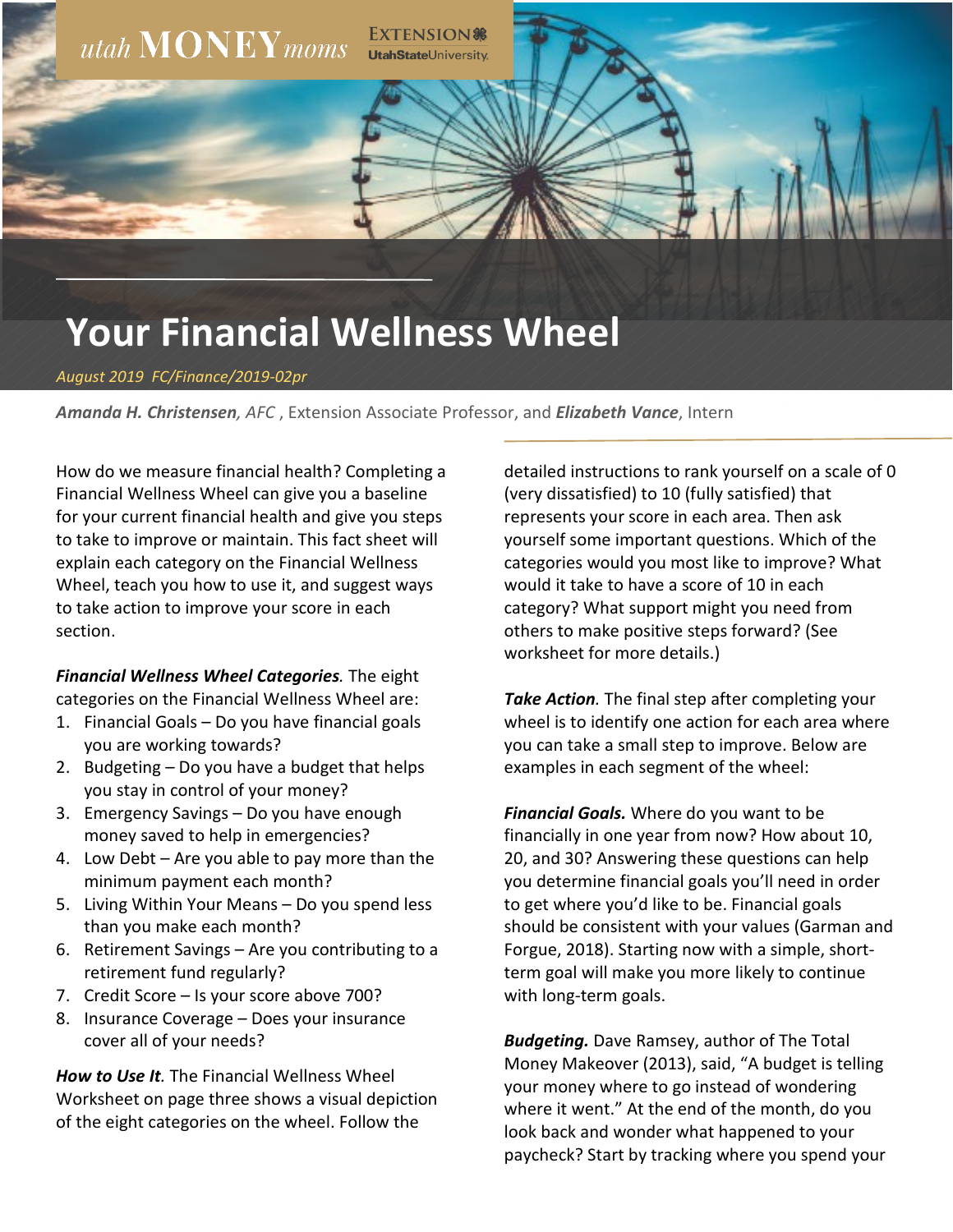utah MONEY moms — EXTENSION UtahStateUniversity

# Your Financial Wellness Wheel

*August 2019 FC/Finance/2019-02pr*

***Amanda H. Christensen**, AFC*, Extension Associate Professor, and ***Elizabeth Vance***, Intern

How do we measure financial health? Completing a Financial Wellness Wheel can give you a baseline for your current financial health and give you steps to take to improve or maintain. This fact sheet will explain each category on the Financial Wellness Wheel, teach you how to use it, and suggest ways to take action to improve your score in each section.

***Financial Wellness Wheel Categories.*** The eight categories on the Financial Wellness Wheel are:

1. Financial Goals – Do you have financial goals you are working towards?
2. Budgeting – Do you have a budget that helps you stay in control of your money?
3. Emergency Savings – Do you have enough money saved to help in emergencies?
4. Low Debt – Are you able to pay more than the minimum payment each month?
5. Living Within Your Means – Do you spend less than you make each month?
6. Retirement Savings – Are you contributing to a retirement fund regularly?
7. Credit Score – Is your score above 700?
8. Insurance Coverage – Does your insurance cover all of your needs?

***How to Use It.*** The Financial Wellness Wheel Worksheet on page three shows a visual depiction of the eight categories on the wheel. Follow the detailed instructions to rank yourself on a scale of 0 (very dissatisfied) to 10 (fully satisfied) that represents your score in each area. Then ask yourself some important questions. Which of the categories would you most like to improve? What would it take to have a score of 10 in each category? What support might you need from others to make positive steps forward? (See worksheet for more details.)

***Take Action.*** The final step after completing your wheel is to identify one action for each area where you can take a small step to improve. Below are examples in each segment of the wheel:

***Financial Goals.*** Where do you want to be financially in one year from now? How about 10, 20, and 30? Answering these questions can help you determine financial goals you'll need in order to get where you'd like to be. Financial goals should be consistent with your values (Garman and Forgue, 2018). Starting now with a simple, short-term goal will make you more likely to continue with long-term goals.

***Budgeting.*** Dave Ramsey, author of The Total Money Makeover (2013), said, "A budget is telling your money where to go instead of wondering where it went." At the end of the month, do you look back and wonder what happened to your paycheck? Start by tracking where you spend your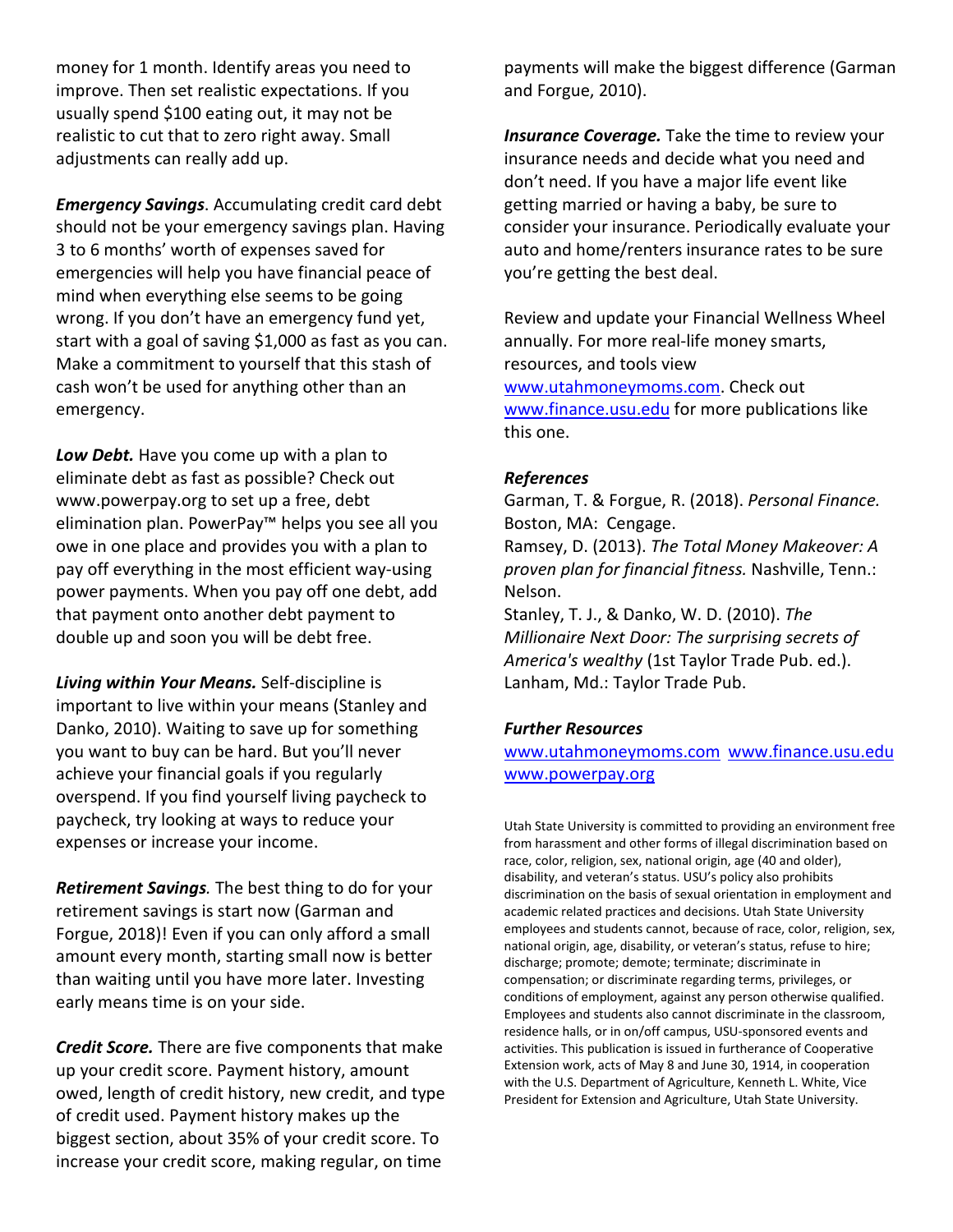money for 1 month. Identify areas you need to improve. Then set realistic expectations. If you usually spend $100 eating out, it may not be realistic to cut that to zero right away. Small adjustments can really add up.

***Emergency Savings***. Accumulating credit card debt should not be your emergency savings plan. Having 3 to 6 months' worth of expenses saved for emergencies will help you have financial peace of mind when everything else seems to be going wrong. If you don't have an emergency fund yet, start with a goal of saving $1,000 as fast as you can. Make a commitment to yourself that this stash of cash won't be used for anything other than an emergency.

***Low Debt.*** Have you come up with a plan to eliminate debt as fast as possible? Check out www.powerpay.org to set up a free, debt elimination plan. PowerPay™ helps you see all you owe in one place and provides you with a plan to pay off everything in the most efficient way-using power payments. When you pay off one debt, add that payment onto another debt payment to double up and soon you will be debt free.

***Living within Your Means.*** Self-discipline is important to live within your means (Stanley and Danko, 2010). Waiting to save up for something you want to buy can be hard. But you'll never achieve your financial goals if you regularly overspend. If you find yourself living paycheck to paycheck, try looking at ways to reduce your expenses or increase your income.

***Retirement Savings.*** The best thing to do for your retirement savings is start now (Garman and Forgue, 2018)! Even if you can only afford a small amount every month, starting small now is better than waiting until you have more later. Investing early means time is on your side.

***Credit Score.*** There are five components that make up your credit score. Payment history, amount owed, length of credit history, new credit, and type of credit used. Payment history makes up the biggest section, about 35% of your credit score. To increase your credit score, making regular, on time payments will make the biggest difference (Garman and Forgue, 2010).

***Insurance Coverage.*** Take the time to review your insurance needs and decide what you need and don't need. If you have a major life event like getting married or having a baby, be sure to consider your insurance. Periodically evaluate your auto and home/renters insurance rates to be sure you're getting the best deal.

Review and update your Financial Wellness Wheel annually. For more real-life money smarts, resources, and tools view www.utahmoneymoms.com. Check out www.finance.usu.edu for more publications like this one.

### *References*

Garman, T. & Forgue, R. (2018). *Personal Finance.* Boston, MA: Cengage.

Ramsey, D. (2013). *The Total Money Makeover: A proven plan for financial fitness.* Nashville, Tenn.: Nelson.

Stanley, T. J., & Danko, W. D. (2010). *The Millionaire Next Door: The surprising secrets of America's wealthy* (1st Taylor Trade Pub. ed.). Lanham, Md.: Taylor Trade Pub.

### *Further Resources*

www.utahmoneymoms.com www.finance.usu.edu www.powerpay.org

Utah State University is committed to providing an environment free from harassment and other forms of illegal discrimination based on race, color, religion, sex, national origin, age (40 and older), disability, and veteran's status. USU's policy also prohibits discrimination on the basis of sexual orientation in employment and academic related practices and decisions. Utah State University employees and students cannot, because of race, color, religion, sex, national origin, age, disability, or veteran's status, refuse to hire; discharge; promote; demote; terminate; discriminate in compensation; or discriminate regarding terms, privileges, or conditions of employment, against any person otherwise qualified. Employees and students also cannot discriminate in the classroom, residence halls, or in on/off campus, USU-sponsored events and activities. This publication is issued in furtherance of Cooperative Extension work, acts of May 8 and June 30, 1914, in cooperation with the U.S. Department of Agriculture, Kenneth L. White, Vice President for Extension and Agriculture, Utah State University.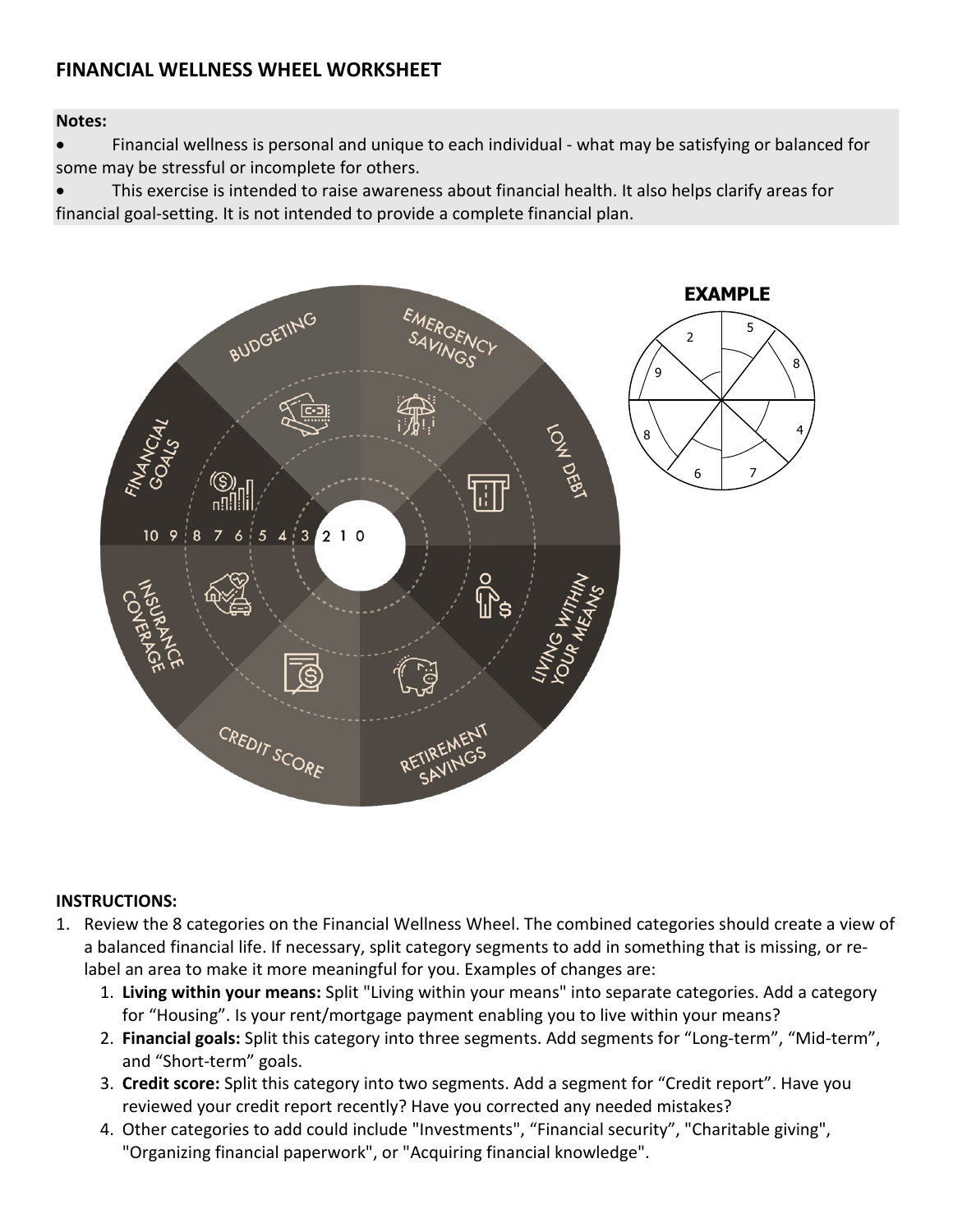## FINANCIAL WELLNESS WHEEL WORKSHEET

**Notes:**

- Financial wellness is personal and unique to each individual - what may be satisfying or balanced for some may be stressful or incomplete for others.
- This exercise is intended to raise awareness about financial health. It also helps clarify areas for financial goal-setting. It is not intended to provide a complete financial plan.

BUDGETING

EMERGENCY SAVINGS

LOW DEBT

LIVING WITHIN YOUR MEANS

RETIREMENT SAVINGS

CREDIT SCORE

INSURANCE COVERAGE

FINANCIAL GOALS

10 9 8 7 6 5 4 3 2 1 0

**EXAMPLE**

2 5 8 4 7 6 8 9

**INSTRUCTIONS:**

1. Review the 8 categories on the Financial Wellness Wheel. The combined categories should create a view of a balanced financial life. If necessary, split category segments to add in something that is missing, or re-label an area to make it more meaningful for you. Examples of changes are:
    1. **Living within your means:** Split "Living within your means" into separate categories. Add a category for "Housing". Is your rent/mortgage payment enabling you to live within your means?
    2. **Financial goals:** Split this category into three segments. Add segments for "Long-term", "Mid-term", and "Short-term" goals.
    3. **Credit score:** Split this category into two segments. Add a segment for "Credit report". Have you reviewed your credit report recently? Have you corrected any needed mistakes?
    4. Other categories to add could include "Investments", "Financial security", "Charitable giving", "Organizing financial paperwork", or "Acquiring financial knowledge".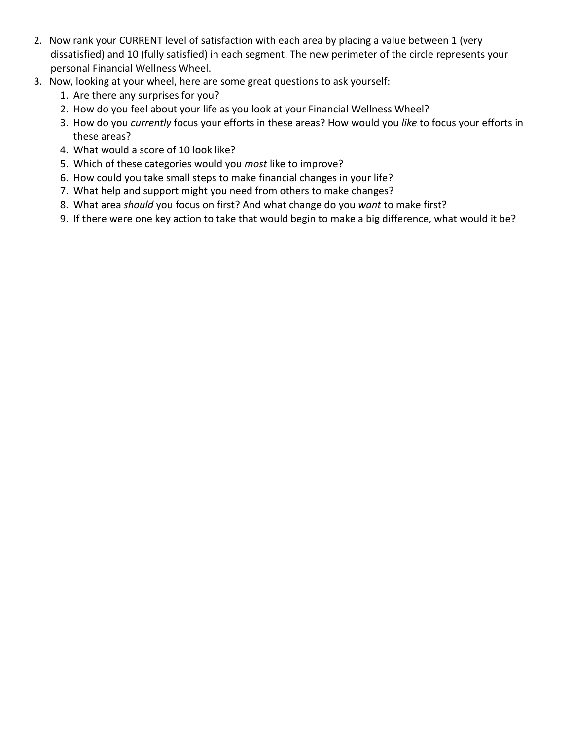2. Now rank your CURRENT level of satisfaction with each area by placing a value between 1 (very dissatisfied) and 10 (fully satisfied) in each segment. The new perimeter of the circle represents your personal Financial Wellness Wheel.
3. Now, looking at your wheel, here are some great questions to ask yourself:
    1. Are there any surprises for you?
    2. How do you feel about your life as you look at your Financial Wellness Wheel?
    3. How do you *currently* focus your efforts in these areas? How would you *like* to focus your efforts in these areas?
    4. What would a score of 10 look like?
    5. Which of these categories would you *most* like to improve?
    6. How could you take small steps to make financial changes in your life?
    7. What help and support might you need from others to make changes?
    8. What area *should* you focus on first? And what change do you *want* to make first?
    9. If there were one key action to take that would begin to make a big difference, what would it be?